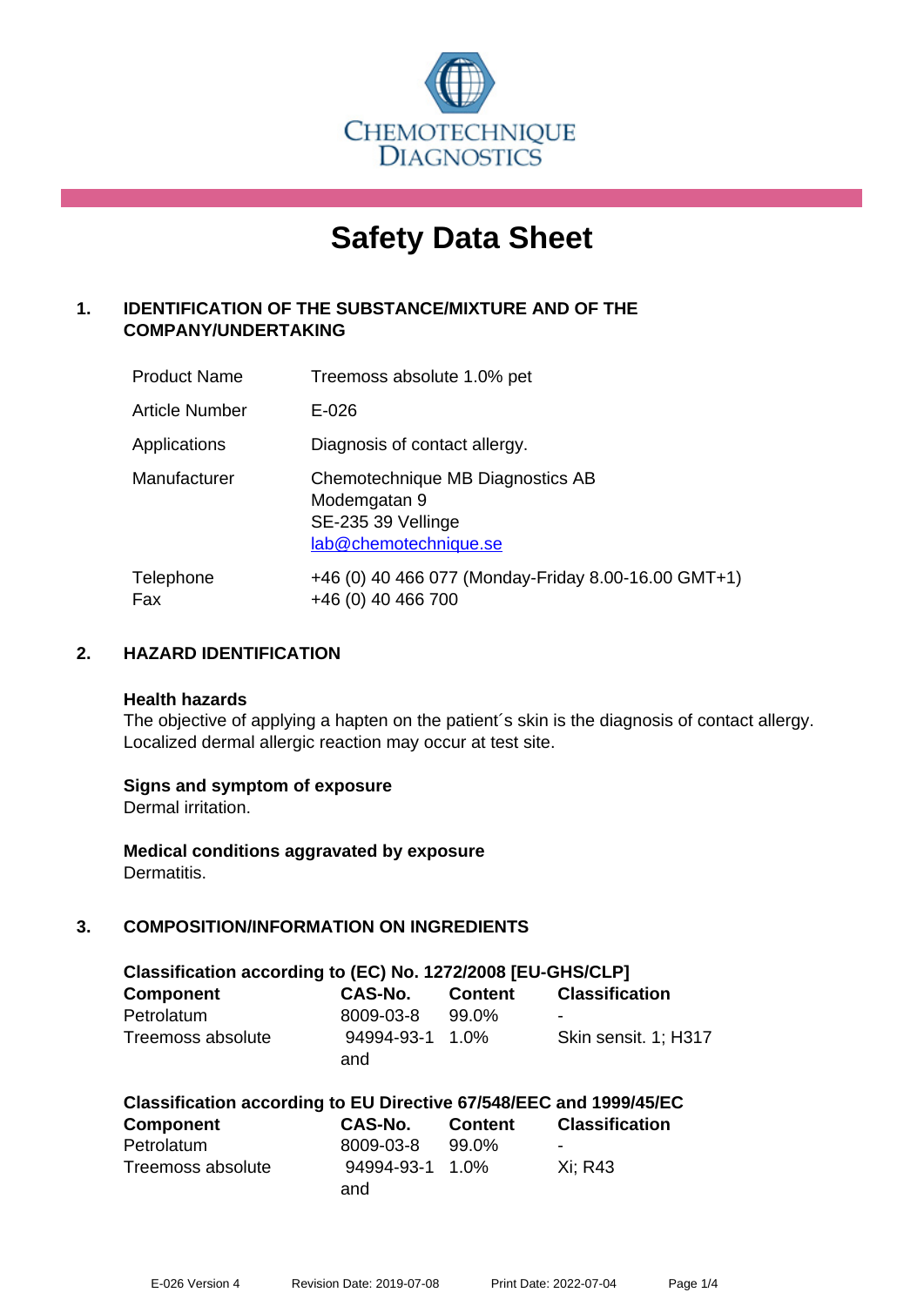CHEMOTECHNIQUE DIAGNOSTICS

# Safety Data Sheet

## 1. IDENTIFICATION OF THE SUBSTANCE/MIXTURE AND OF THE COMPANY/UNDERTAKING

| | |
|---|---|
| Product Name | Treemoss absolute 1.0% pet |
| Article Number | E-026 |
| Applications | Diagnosis of contact allergy. |
| Manufacturer | Chemotechnique MB Diagnostics AB<br>Modemgatan 9<br>SE-235 39 Vellinge<br>lab@chemotechnique.se |
| Telephone<br>Fax | +46 (0) 40 466 077 (Monday-Friday 8.00-16.00 GMT+1)<br>+46 (0) 40 466 700 |

## 2. HAZARD IDENTIFICATION

**Health hazards**
The objective of applying a hapten on the patient´s skin is the diagnosis of contact allergy. Localized dermal allergic reaction may occur at test site.

**Signs and symptom of exposure**
Dermal irritation.

**Medical conditions aggravated by exposure**
Dermatitis.

## 3. COMPOSITION/INFORMATION ON INGREDIENTS

**Classification according to (EC) No. 1272/2008 [EU-GHS/CLP]**

| Component | CAS-No. | Content | Classification |
|---|---|---|---|
| Petrolatum | 8009-03-8 | 99.0% | - |
| Treemoss absolute | 94994-93-1 and | 1.0% | Skin sensit. 1; H317 |

**Classification according to EU Directive 67/548/EEC and 1999/45/EC**

| Component | CAS-No. | Content | Classification |
|---|---|---|---|
| Petrolatum | 8009-03-8 | 99.0% | - |
| Treemoss absolute | 94994-93-1 and | 1.0% | Xi; R43 |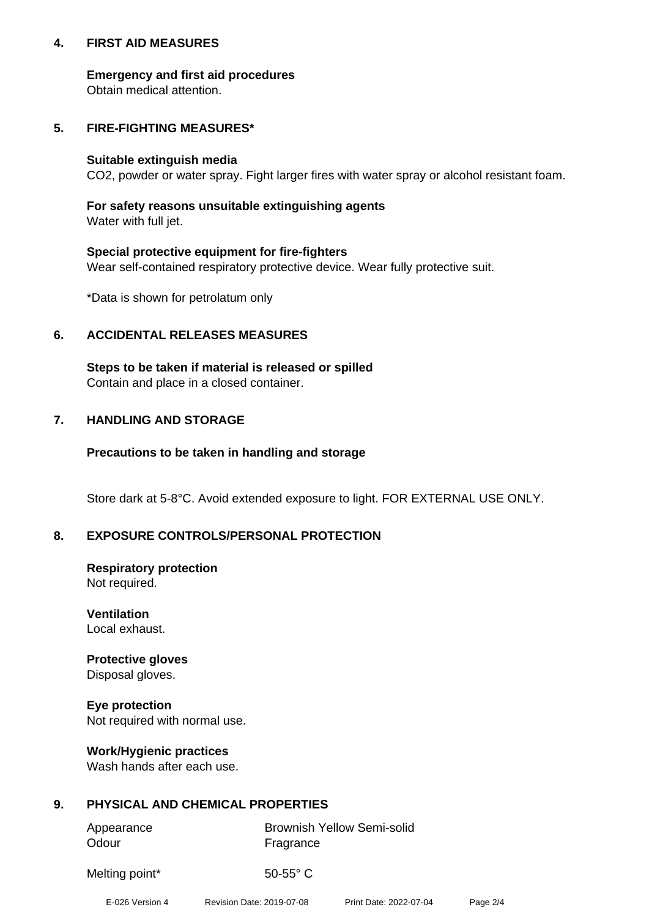## 4. FIRST AID MEASURES

**Emergency and first aid procedures**
Obtain medical attention.

## 5. FIRE-FIGHTING MEASURES*

**Suitable extinguish media**
$CO_2$, powder or water spray. Fight larger fires with water spray or alcohol resistant foam.

**For safety reasons unsuitable extinguishing agents**
Water with full jet.

**Special protective equipment for fire-fighters**
Wear self-contained respiratory protective device. Wear fully protective suit.

*Data is shown for petrolatum only

## 6. ACCIDENTAL RELEASES MEASURES

**Steps to be taken if material is released or spilled**
Contain and place in a closed container.

## 7. HANDLING AND STORAGE

**Precautions to be taken in handling and storage**

Store dark at 5-8°C. Avoid extended exposure to light. FOR EXTERNAL USE ONLY.

## 8. EXPOSURE CONTROLS/PERSONAL PROTECTION

**Respiratory protection**
Not required.

**Ventilation**
Local exhaust.

**Protective gloves**
Disposal gloves.

**Eye protection**
Not required with normal use.

**Work/Hygienic practices**
Wash hands after each use.

## 9. PHYSICAL AND CHEMICAL PROPERTIES

| | |
|---|---|
| Appearance | Brownish Yellow Semi-solid |
| Odour | Fragrance |
| Melting point* | 50-55° C |

E-026 Version 4 Revision Date: 2019-07-08 Print Date: 2022-07-04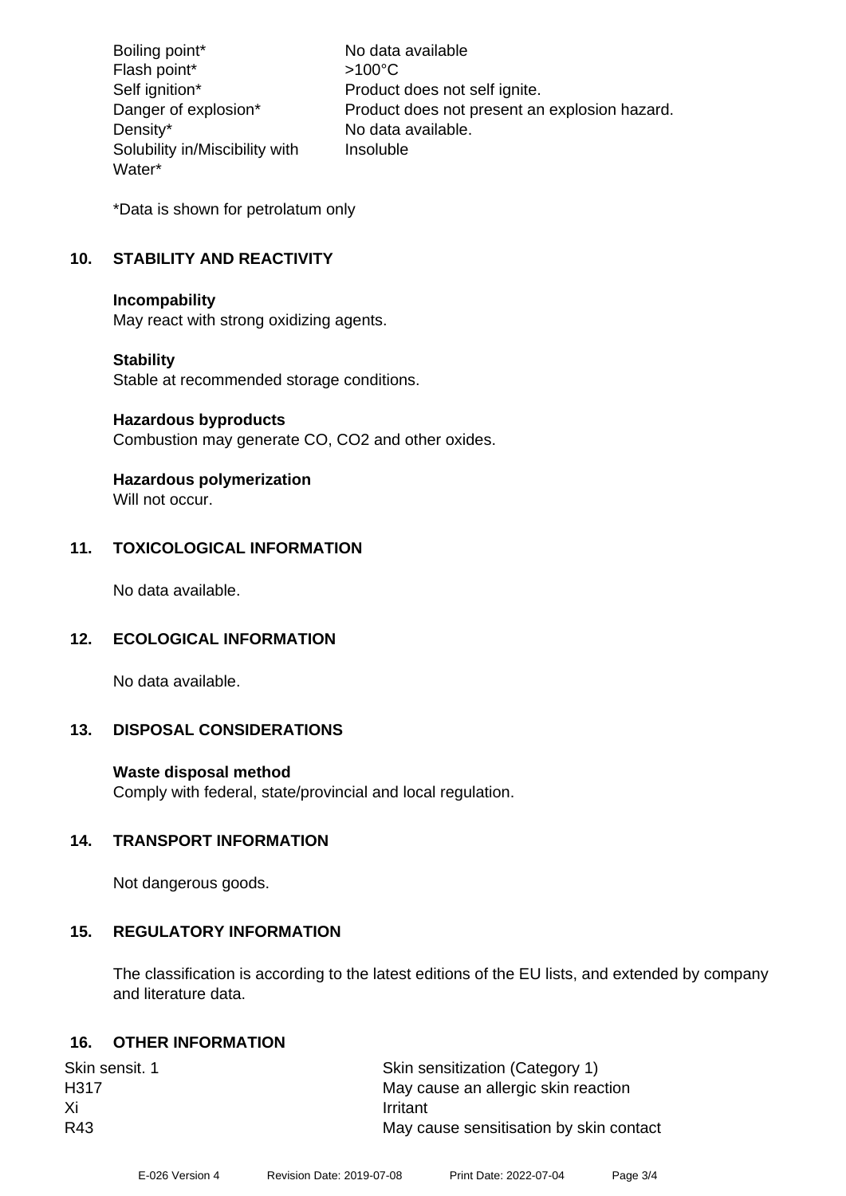| | |
|---|---|
| Boiling point* | No data available |
| Flash point* | >100°C |
| Self ignition* | Product does not self ignite. |
| Danger of explosion* | Product does not present an explosion hazard. |
| Density* | No data available. |
| Solubility in/Miscibility with Water* | Insoluble |

*Data is shown for petrolatum only

## 10. STABILITY AND REACTIVITY

**Incompability**
May react with strong oxidizing agents.

**Stability**
Stable at recommended storage conditions.

**Hazardous byproducts**
Combustion may generate CO, $CO_2$ and other oxides.

**Hazardous polymerization**
Will not occur.

## 11. TOXICOLOGICAL INFORMATION

No data available.

## 12. ECOLOGICAL INFORMATION

No data available.

## 13. DISPOSAL CONSIDERATIONS

**Waste disposal method**
Comply with federal, state/provincial and local regulation.

## 14. TRANSPORT INFORMATION

Not dangerous goods.

## 15. REGULATORY INFORMATION

The classification is according to the latest editions of the EU lists, and extended by company and literature data.

## 16. OTHER INFORMATION

| | |
|---|---|
| Skin sensit. 1 | Skin sensitization (Category 1) |
| H317 | May cause an allergic skin reaction |
| Xi | Irritant |
| R43 | May cause sensitisation by skin contact |

E-026 Version 4 Revision Date: 2019-07-08 Print Date: 2022-07-04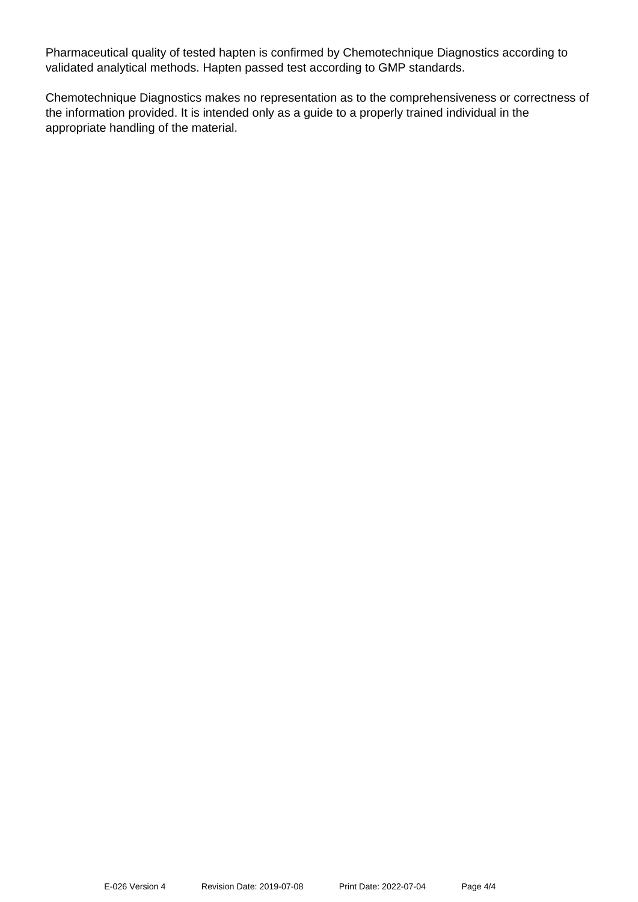Pharmaceutical quality of tested hapten is confirmed by Chemotechnique Diagnostics according to validated analytical methods. Hapten passed test according to GMP standards.

Chemotechnique Diagnostics makes no representation as to the comprehensiveness or correctness of the information provided. It is intended only as a guide to a properly trained individual in the appropriate handling of the material.